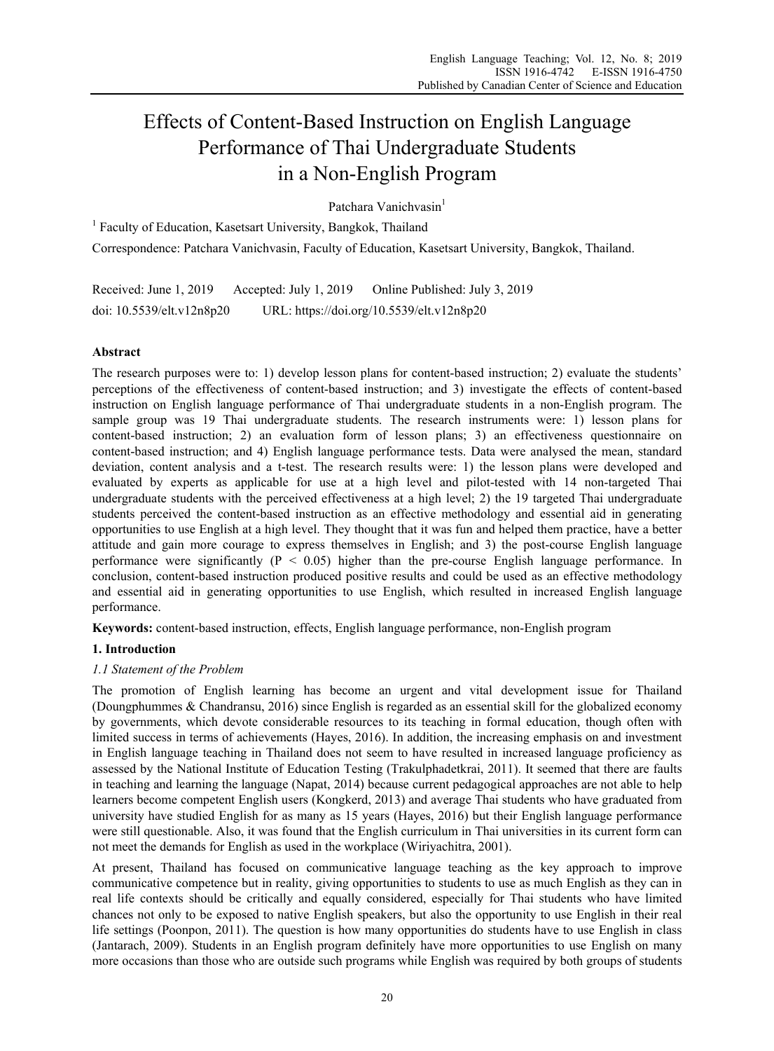# Effects of Content-Based Instruction on English Language Performance of Thai Undergraduate Students in a Non-English Program

Patchara Vanichvasin[1]

[1] Faculty of Education, Kasetsart University, Bangkok, Thailand

Correspondence: Patchara Vanichvasin, Faculty of Education, Kasetsart University, Bangkok, Thailand.

Received: June 1, 2019 Accepted: July 1, 2019 Online Published: July 3, 2019

doi: 10.5539/elt.v12n8p20 URL: https://doi.org/10.5539/elt.v12n8p20

## Abstract

The research purposes were to: 1) develop lesson plans for content-based instruction; 2) evaluate the students' perceptions of the effectiveness of content-based instruction; and 3) investigate the effects of content-based instruction on English language performance of Thai undergraduate students in a non-English program. The sample group was 19 Thai undergraduate students. The research instruments were: 1) lesson plans for content-based instruction; 2) an evaluation form of lesson plans; 3) an effectiveness questionnaire on content-based instruction; and 4) English language performance tests. Data were analysed the mean, standard deviation, content analysis and a t-test. The research results were: 1) the lesson plans were developed and evaluated by experts as applicable for use at a high level and pilot-tested with 14 non-targeted Thai undergraduate students with the perceived effectiveness at a high level; 2) the 19 targeted Thai undergraduate students perceived the content-based instruction as an effective methodology and essential aid in generating opportunities to use English at a high level. They thought that it was fun and helped them practice, have a better attitude and gain more courage to express themselves in English; and 3) the post-course English language performance were significantly ($P < 0.05$) higher than the pre-course English language performance. In conclusion, content-based instruction produced positive results and could be used as an effective methodology and essential aid in generating opportunities to use English, which resulted in increased English language performance.

**Keywords:** content-based instruction, effects, English language performance, non-English program

## 1. Introduction

### *1.1 Statement of the Problem*

The promotion of English learning has become an urgent and vital development issue for Thailand (Doungphummes & Chandransu, 2016) since English is regarded as an essential skill for the globalized economy by governments, which devote considerable resources to its teaching in formal education, though often with limited success in terms of achievements (Hayes, 2016). In addition, the increasing emphasis on and investment in English language teaching in Thailand does not seem to have resulted in increased language proficiency as assessed by the National Institute of Education Testing (Trakulphadetkrai, 2011). It seemed that there are faults in teaching and learning the language (Napat, 2014) because current pedagogical approaches are not able to help learners become competent English users (Kongkerd, 2013) and average Thai students who have graduated from university have studied English for as many as 15 years (Hayes, 2016) but their English language performance were still questionable. Also, it was found that the English curriculum in Thai universities in its current form can not meet the demands for English as used in the workplace (Wiriyachitra, 2001).

At present, Thailand has focused on communicative language teaching as the key approach to improve communicative competence but in reality, giving opportunities to students to use as much English as they can in real life contexts should be critically and equally considered, especially for Thai students who have limited chances not only to be exposed to native English speakers, but also the opportunity to use English in their real life settings (Poonpon, 2011). The question is how many opportunities do students have to use English in class (Jantarach, 2009). Students in an English program definitely have more opportunities to use English on many more occasions than those who are outside such programs while English was required by both groups of students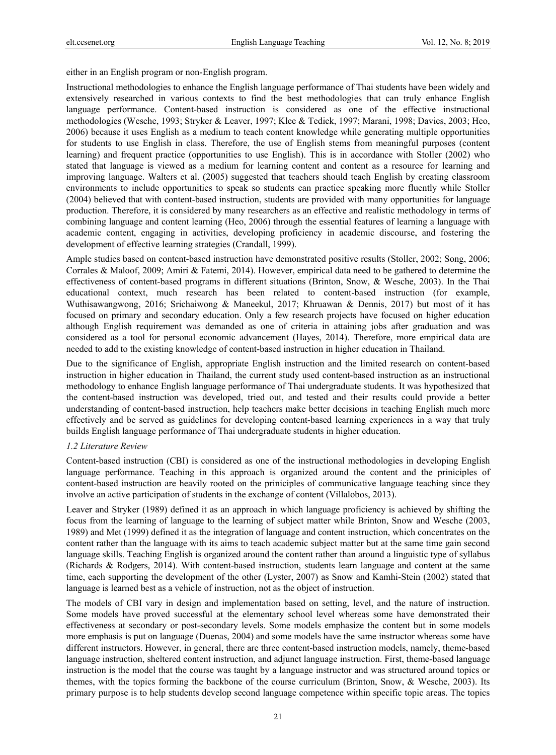either in an English program or non-English program.

Instructional methodologies to enhance the English language performance of Thai students have been widely and extensively researched in various contexts to find the best methodologies that can truly enhance English language performance. Content-based instruction is considered as one of the effective instructional methodologies (Wesche, 1993; Stryker & Leaver, 1997; Klee & Tedick, 1997; Marani, 1998; Davies, 2003; Heo, 2006) because it uses English as a medium to teach content knowledge while generating multiple opportunities for students to use English in class. Therefore, the use of English stems from meaningful purposes (content learning) and frequent practice (opportunities to use English). This is in accordance with Stoller (2002) who stated that language is viewed as a medium for learning content and content as a resource for learning and improving language. Walters et al. (2005) suggested that teachers should teach English by creating classroom environments to include opportunities to speak so students can practice speaking more fluently while Stoller (2004) believed that with content-based instruction, students are provided with many opportunities for language production. Therefore, it is considered by many researchers as an effective and realistic methodology in terms of combining language and content learning (Heo, 2006) through the essential features of learning a language with academic content, engaging in activities, developing proficiency in academic discourse, and fostering the development of effective learning strategies (Crandall, 1999).

Ample studies based on content-based instruction have demonstrated positive results (Stoller, 2002; Song, 2006; Corrales & Maloof, 2009; Amiri & Fatemi, 2014). However, empirical data need to be gathered to determine the effectiveness of content-based programs in different situations (Brinton, Snow, & Wesche, 2003). In the Thai educational context, much research has been related to content-based instruction (for example, Wuthisawangwong, 2016; Srichaiwong & Maneekul, 2017; Khruawan & Dennis, 2017) but most of it has focused on primary and secondary education. Only a few research projects have focused on higher education although English requirement was demanded as one of criteria in attaining jobs after graduation and was considered as a tool for personal economic advancement (Hayes, 2014). Therefore, more empirical data are needed to add to the existing knowledge of content-based instruction in higher education in Thailand.

Due to the significance of English, appropriate English instruction and the limited research on content-based instruction in higher education in Thailand, the current study used content-based instruction as an instructional methodology to enhance English language performance of Thai undergraduate students. It was hypothesized that the content-based instruction was developed, tried out, and tested and their results could provide a better understanding of content-based instruction, help teachers make better decisions in teaching English much more effectively and be served as guidelines for developing content-based learning experiences in a way that truly builds English language performance of Thai undergraduate students in higher education.

### *1.2 Literature Review*

Content-based instruction (CBI) is considered as one of the instructional methodologies in developing English language performance. Teaching in this approach is organized around the content and the priniciples of content-based instruction are heavily rooted on the principles of communicative language teaching since they involve an active participation of students in the exchange of content (Villalobos, 2013).

Leaver and Stryker (1989) defined it as an approach in which language proficiency is achieved by shifting the focus from the learning of language to the learning of subject matter while Brinton, Snow and Wesche (2003, 1989) and Met (1999) defined it as the integration of language and content instruction, which concentrates on the content rather than the language with its aims to teach academic subject matter but at the same time gain second language skills. Teaching English is organized around the content rather than around a linguistic type of syllabus (Richards & Rodgers, 2014). With content-based instruction, students learn language and content at the same time, each supporting the development of the other (Lyster, 2007) as Snow and Kamhi-Stein (2002) stated that language is learned best as a vehicle of instruction, not as the object of instruction.

The models of CBI vary in design and implementation based on setting, level, and the nature of instruction. Some models have proved successful at the elementary school level whereas some have demonstrated their effectiveness at secondary or post-secondary levels. Some models emphasize the content but in some models more emphasis is put on language (Duenas, 2004) and some models have the same instructor whereas some have different instructors. However, in general, there are three content-based instruction models, namely, theme-based language instruction, sheltered content instruction, and adjunct language instruction. First, theme-based language instruction is the model that the course was taught by a language instructor and was structured around topics or themes, with the topics forming the backbone of the course curriculum (Brinton, Snow, & Wesche, 2003). Its primary purpose is to help students develop second language competence within specific topic areas. The topics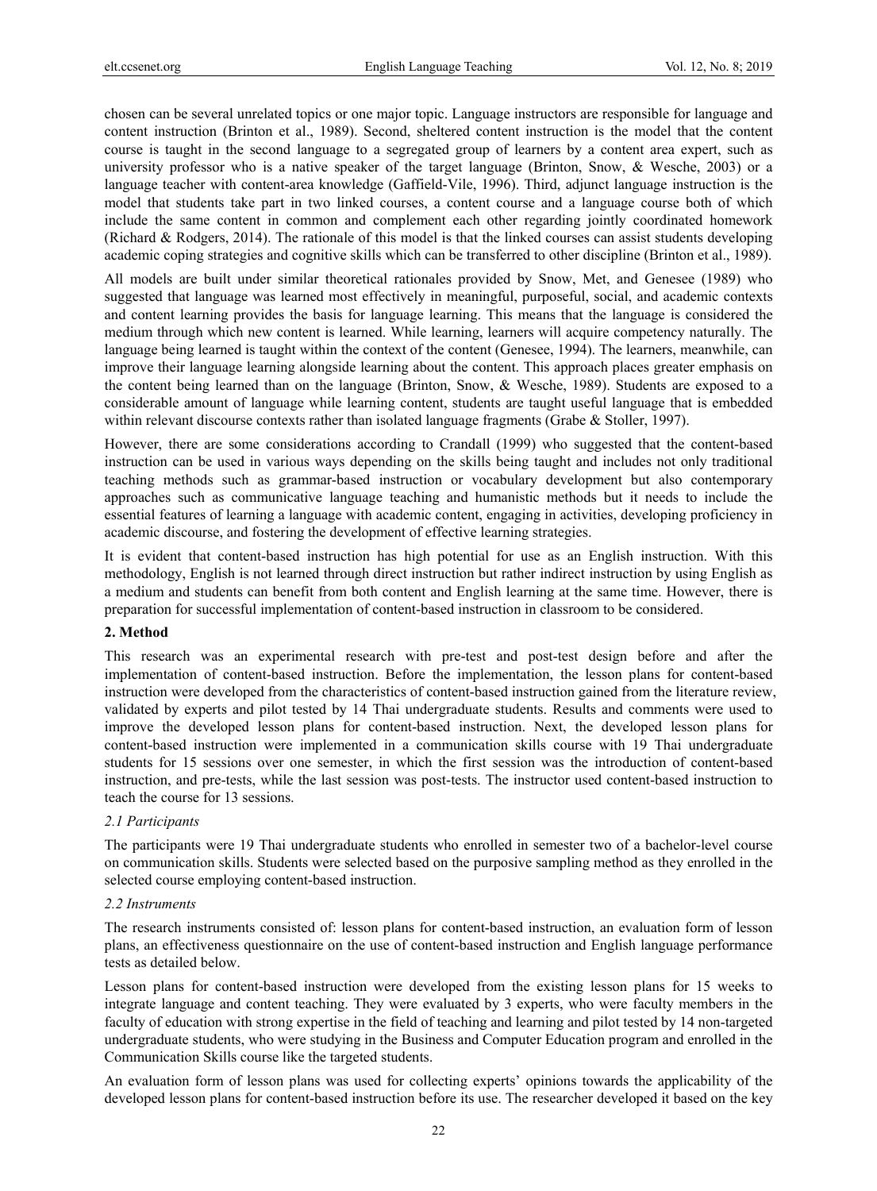chosen can be several unrelated topics or one major topic. Language instructors are responsible for language and content instruction (Brinton et al., 1989). Second, sheltered content instruction is the model that the content course is taught in the second language to a segregated group of learners by a content area expert, such as university professor who is a native speaker of the target language (Brinton, Snow, & Wesche, 2003) or a language teacher with content-area knowledge (Gaffield-Vile, 1996). Third, adjunct language instruction is the model that students take part in two linked courses, a content course and a language course both of which include the same content in common and complement each other regarding jointly coordinated homework (Richard & Rodgers, 2014). The rationale of this model is that the linked courses can assist students developing academic coping strategies and cognitive skills which can be transferred to other discipline (Brinton et al., 1989).

All models are built under similar theoretical rationales provided by Snow, Met, and Genesee (1989) who suggested that language was learned most effectively in meaningful, purposeful, social, and academic contexts and content learning provides the basis for language learning. This means that the language is considered the medium through which new content is learned. While learning, learners will acquire competency naturally. The language being learned is taught within the context of the content (Genesee, 1994). The learners, meanwhile, can improve their language learning alongside learning about the content. This approach places greater emphasis on the content being learned than on the language (Brinton, Snow, & Wesche, 1989). Students are exposed to a considerable amount of language while learning content, students are taught useful language that is embedded within relevant discourse contexts rather than isolated language fragments (Grabe & Stoller, 1997).

However, there are some considerations according to Crandall (1999) who suggested that the content-based instruction can be used in various ways depending on the skills being taught and includes not only traditional teaching methods such as grammar-based instruction or vocabulary development but also contemporary approaches such as communicative language teaching and humanistic methods but it needs to include the essential features of learning a language with academic content, engaging in activities, developing proficiency in academic discourse, and fostering the development of effective learning strategies.

It is evident that content-based instruction has high potential for use as an English instruction. With this methodology, English is not learned through direct instruction but rather indirect instruction by using English as a medium and students can benefit from both content and English learning at the same time. However, there is preparation for successful implementation of content-based instruction in classroom to be considered.

## 2. Method

This research was an experimental research with pre-test and post-test design before and after the implementation of content-based instruction. Before the implementation, the lesson plans for content-based instruction were developed from the characteristics of content-based instruction gained from the literature review, validated by experts and pilot tested by 14 Thai undergraduate students. Results and comments were used to improve the developed lesson plans for content-based instruction. Next, the developed lesson plans for content-based instruction were implemented in a communication skills course with 19 Thai undergraduate students for 15 sessions over one semester, in which the first session was the introduction of content-based instruction, and pre-tests, while the last session was post-tests. The instructor used content-based instruction to teach the course for 13 sessions.

### *2.1 Participants*

The participants were 19 Thai undergraduate students who enrolled in semester two of a bachelor-level course on communication skills. Students were selected based on the purposive sampling method as they enrolled in the selected course employing content-based instruction.

### *2.2 Instruments*

The research instruments consisted of: lesson plans for content-based instruction, an evaluation form of lesson plans, an effectiveness questionnaire on the use of content-based instruction and English language performance tests as detailed below.

Lesson plans for content-based instruction were developed from the existing lesson plans for 15 weeks to integrate language and content teaching. They were evaluated by 3 experts, who were faculty members in the faculty of education with strong expertise in the field of teaching and learning and pilot tested by 14 non-targeted undergraduate students, who were studying in the Business and Computer Education program and enrolled in the Communication Skills course like the targeted students.

An evaluation form of lesson plans was used for collecting experts' opinions towards the applicability of the developed lesson plans for content-based instruction before its use. The researcher developed it based on the key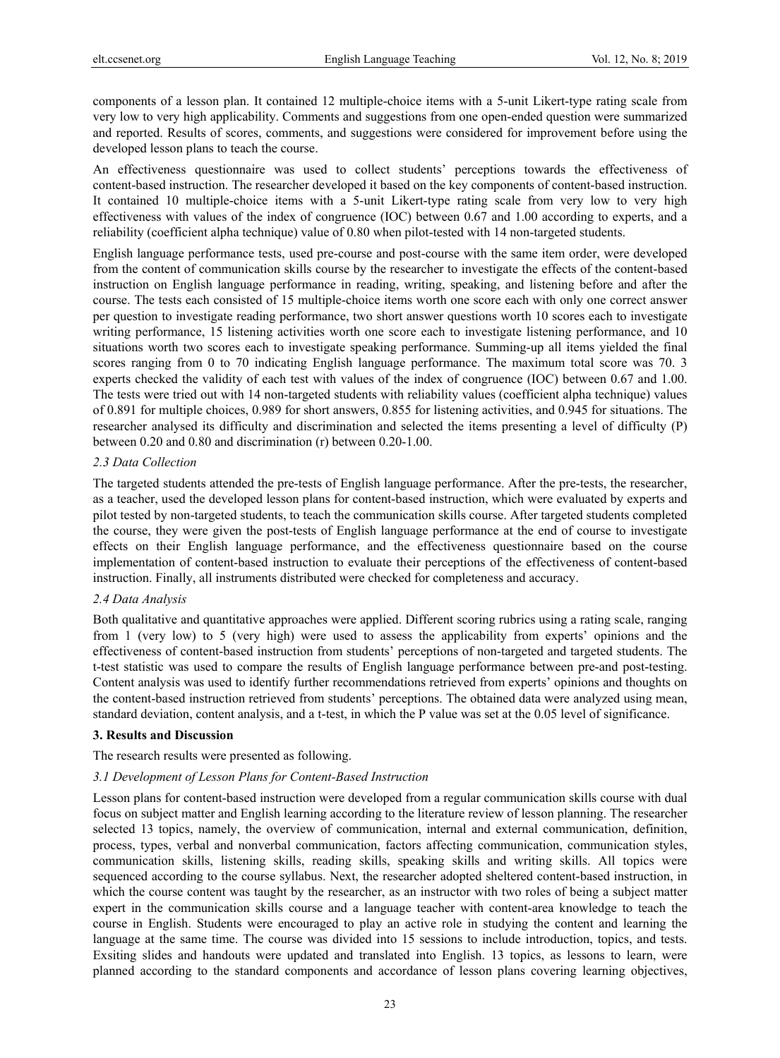components of a lesson plan. It contained 12 multiple-choice items with a 5-unit Likert-type rating scale from very low to very high applicability. Comments and suggestions from one open-ended question were summarized and reported. Results of scores, comments, and suggestions were considered for improvement before using the developed lesson plans to teach the course.

An effectiveness questionnaire was used to collect students' perceptions towards the effectiveness of content-based instruction. The researcher developed it based on the key components of content-based instruction. It contained 10 multiple-choice items with a 5-unit Likert-type rating scale from very low to very high effectiveness with values of the index of congruence (IOC) between 0.67 and 1.00 according to experts, and a reliability (coefficient alpha technique) value of 0.80 when pilot-tested with 14 non-targeted students.

English language performance tests, used pre-course and post-course with the same item order, were developed from the content of communication skills course by the researcher to investigate the effects of the content-based instruction on English language performance in reading, writing, speaking, and listening before and after the course. The tests each consisted of 15 multiple-choice items worth one score each with only one correct answer per question to investigate reading performance, two short answer questions worth 10 scores each to investigate writing performance, 15 listening activities worth one score each to investigate listening performance, and 10 situations worth two scores each to investigate speaking performance. Summing-up all items yielded the final scores ranging from 0 to 70 indicating English language performance. The maximum total score was 70. 3 experts checked the validity of each test with values of the index of congruence (IOC) between 0.67 and 1.00. The tests were tried out with 14 non-targeted students with reliability values (coefficient alpha technique) values of 0.891 for multiple choices, 0.989 for short answers, 0.855 for listening activities, and 0.945 for situations. The researcher analysed its difficulty and discrimination and selected the items presenting a level of difficulty (P) between 0.20 and 0.80 and discrimination (r) between 0.20-1.00.

### *2.3 Data Collection*

The targeted students attended the pre-tests of English language performance. After the pre-tests, the researcher, as a teacher, used the developed lesson plans for content-based instruction, which were evaluated by experts and pilot tested by non-targeted students, to teach the communication skills course. After targeted students completed the course, they were given the post-tests of English language performance at the end of course to investigate effects on their English language performance, and the effectiveness questionnaire based on the course implementation of content-based instruction to evaluate their perceptions of the effectiveness of content-based instruction. Finally, all instruments distributed were checked for completeness and accuracy.

### *2.4 Data Analysis*

Both qualitative and quantitative approaches were applied. Different scoring rubrics using a rating scale, ranging from 1 (very low) to 5 (very high) were used to assess the applicability from experts' opinions and the effectiveness of content-based instruction from students' perceptions of non-targeted and targeted students. The t-test statistic was used to compare the results of English language performance between pre-and post-testing. Content analysis was used to identify further recommendations retrieved from experts' opinions and thoughts on the content-based instruction retrieved from students' perceptions. The obtained data were analyzed using mean, standard deviation, content analysis, and a t-test, in which the P value was set at the 0.05 level of significance.

## **3. Results and Discussion**

The research results were presented as following.

### *3.1 Development of Lesson Plans for Content-Based Instruction*

Lesson plans for content-based instruction were developed from a regular communication skills course with dual focus on subject matter and English learning according to the literature review of lesson planning. The researcher selected 13 topics, namely, the overview of communication, internal and external communication, definition, process, types, verbal and nonverbal communication, factors affecting communication, communication styles, communication skills, listening skills, reading skills, speaking skills and writing skills. All topics were sequenced according to the course syllabus. Next, the researcher adopted sheltered content-based instruction, in which the course content was taught by the researcher, as an instructor with two roles of being a subject matter expert in the communication skills course and a language teacher with content-area knowledge to teach the course in English. Students were encouraged to play an active role in studying the content and learning the language at the same time. The course was divided into 15 sessions to include introduction, topics, and tests. Exsiting slides and handouts were updated and translated into English. 13 topics, as lessons to learn, were planned according to the standard components and accordance of lesson plans covering learning objectives,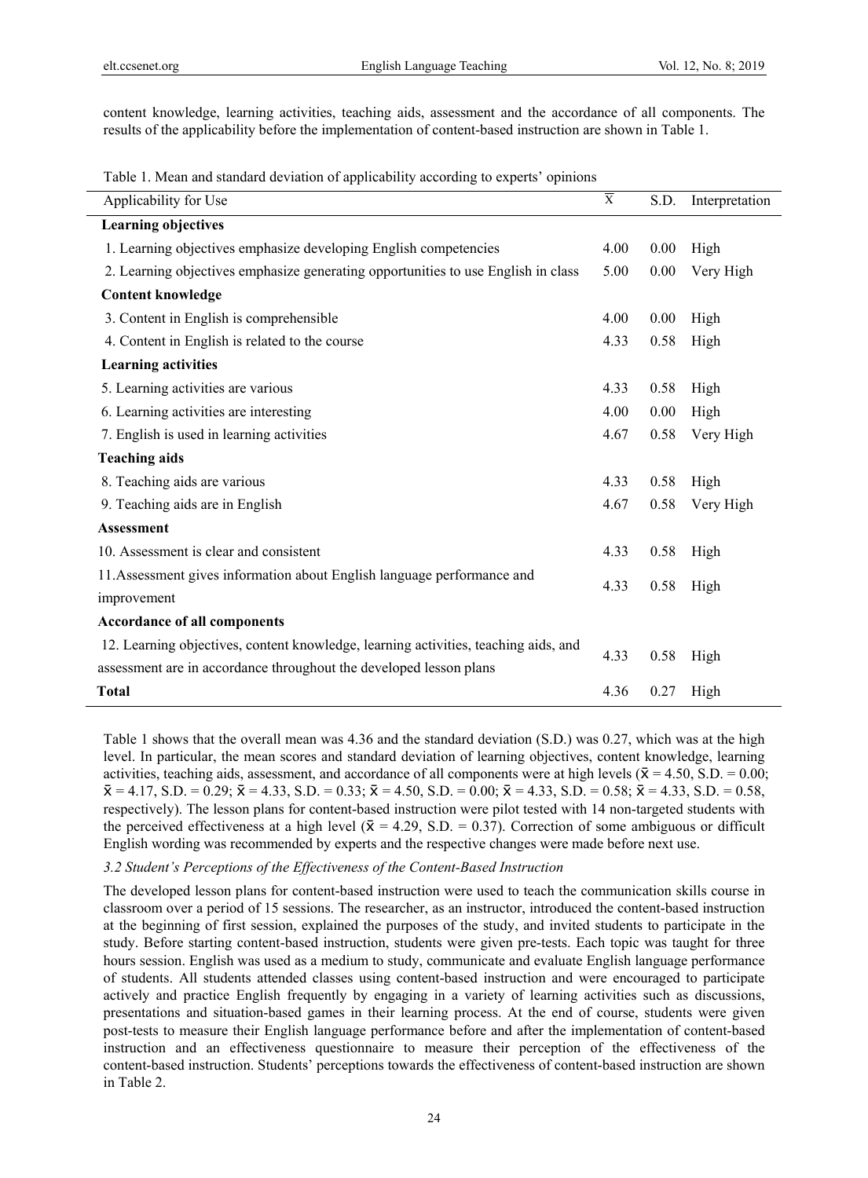content knowledge, learning activities, teaching aids, assessment and the accordance of all components. The results of the applicability before the implementation of content-based instruction are shown in Table 1.

Table 1. Mean and standard deviation of applicability according to experts' opinions

| Applicability for Use | $\bar{X}$ | S.D. | Interpretation |
|---|---|---|---|
| **Learning objectives** | | | |
| 1. Learning objectives emphasize developing English competencies | 4.00 | 0.00 | High |
| 2. Learning objectives emphasize generating opportunities to use English in class | 5.00 | 0.00 | Very High |
| **Content knowledge** | | | |
| 3. Content in English is comprehensible | 4.00 | 0.00 | High |
| 4. Content in English is related to the course | 4.33 | 0.58 | High |
| **Learning activities** | | | |
| 5. Learning activities are various | 4.33 | 0.58 | High |
| 6. Learning activities are interesting | 4.00 | 0.00 | High |
| 7. English is used in learning activities | 4.67 | 0.58 | Very High |
| **Teaching aids** | | | |
| 8. Teaching aids are various | 4.33 | 0.58 | High |
| 9. Teaching aids are in English | 4.67 | 0.58 | Very High |
| **Assessment** | | | |
| 10. Assessment is clear and consistent | 4.33 | 0.58 | High |
| 11. Assessment gives information about English language performance and improvement | 4.33 | 0.58 | High |
| **Accordance of all components** | | | |
| 12. Learning objectives, content knowledge, learning activities, teaching aids, and assessment are in accordance throughout the developed lesson plans | 4.33 | 0.58 | High |
| **Total** | 4.36 | 0.27 | High |

Table 1 shows that the overall mean was 4.36 and the standard deviation (S.D.) was 0.27, which was at the high level. In particular, the mean scores and standard deviation of learning objectives, content knowledge, learning activities, teaching aids, assessment, and accordance of all components were at high levels ($\bar{x}$ = 4.50, S.D. = 0.00; $\bar{x}$ = 4.17, S.D. = 0.29; $\bar{x}$ = 4.33, S.D. = 0.33; $\bar{x}$ = 4.50, S.D. = 0.00; $\bar{x}$ = 4.33, S.D. = 0.58; $\bar{x}$ = 4.33, S.D. = 0.58, respectively). The lesson plans for content-based instruction were pilot tested with 14 non-targeted students with the perceived effectiveness at a high level ($\bar{x}$ = 4.29, S.D. = 0.37). Correction of some ambiguous or difficult English wording was recommended by experts and the respective changes were made before next use.

### *3.2 Student's Perceptions of the Effectiveness of the Content-Based Instruction*

The developed lesson plans for content-based instruction were used to teach the communication skills course in classroom over a period of 15 sessions. The researcher, as an instructor, introduced the content-based instruction at the beginning of first session, explained the purposes of the study, and invited students to participate in the study. Before starting content-based instruction, students were given pre-tests. Each topic was taught for three hours session. English was used as a medium to study, communicate and evaluate English language performance of students. All students attended classes using content-based instruction and were encouraged to participate actively and practice English frequently by engaging in a variety of learning activities such as discussions, presentations and situation-based games in their learning process. At the end of course, students were given post-tests to measure their English language performance before and after the implementation of content-based instruction and an effectiveness questionnaire to measure their perception of the effectiveness of the content-based instruction. Students' perceptions towards the effectiveness of content-based instruction are shown in Table 2.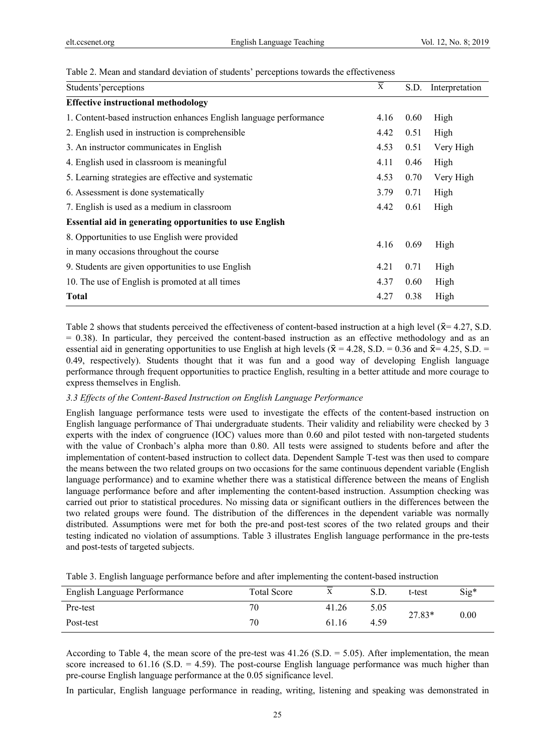Table 2. Mean and standard deviation of students' perceptions towards the effectiveness

| Students'perceptions | $\overline{X}$ | S.D. | Interpretation |
|---|---|---|---|
| **Effective instructional methodology** | | | |
| 1. Content-based instruction enhances English language performance | 4.16 | 0.60 | High |
| 2. English used in instruction is comprehensible | 4.42 | 0.51 | High |
| 3. An instructor communicates in English | 4.53 | 0.51 | Very High |
| 4. English used in classroom is meaningful | 4.11 | 0.46 | High |
| 5. Learning strategies are effective and systematic | 4.53 | 0.70 | Very High |
| 6. Assessment is done systematically | 3.79 | 0.71 | High |
| 7. English is used as a medium in classroom | 4.42 | 0.61 | High |
| **Essential aid in generating opportunities to use English** | | | |
| 8. Opportunities to use English were provided in many occasions throughout the course | 4.16 | 0.69 | High |
| 9. Students are given opportunities to use English | 4.21 | 0.71 | High |
| 10. The use of English is promoted at all times | 4.37 | 0.60 | High |
| **Total** | 4.27 | 0.38 | High |

Table 2 shows that students perceived the effectiveness of content-based instruction at a high level ($\bar{x}$= 4.27, S.D. = 0.38). In particular, they perceived the content-based instruction as an effective methodology and as an essential aid in generating opportunities to use English at high levels ($\bar{x}$ = 4.28, S.D. = 0.36 and $\bar{x}$= 4.25, S.D. = 0.49, respectively). Students thought that it was fun and a good way of developing English language performance through frequent opportunities to practice English, resulting in a better attitude and more courage to express themselves in English.

### *3.3 Effects of the Content-Based Instruction on English Language Performance*

English language performance tests were used to investigate the effects of the content-based instruction on English language performance of Thai undergraduate students. Their validity and reliability were checked by 3 experts with the index of congruence (IOC) values more than 0.60 and pilot tested with non-targeted students with the value of Cronbach's alpha more than 0.80. All tests were assigned to students before and after the implementation of content-based instruction to collect data. Dependent Sample T-test was then used to compare the means between the two related groups on two occasions for the same continuous dependent variable (English language performance) and to examine whether there was a statistical difference between the means of English language performance before and after implementing the content-based instruction. Assumption checking was carried out prior to statistical procedures. No missing data or significant outliers in the differences between the two related groups were found. The distribution of the differences in the dependent variable was normally distributed. Assumptions were met for both the pre-and post-test scores of the two related groups and their testing indicated no violation of assumptions. Table 3 illustrates English language performance in the pre-tests and post-tests of targeted subjects.

Table 3. English language performance before and after implementing the content-based instruction

| English Language Performance | Total Score | $\overline{X}$ | S.D. | t-test | Sig* |
|---|---|---|---|---|---|
| Pre-test | 70 | 41.26 | 5.05 | 27.83* | 0.00 |
| Post-test | 70 | 61.16 | 4.59 | | |

According to Table 4, the mean score of the pre-test was 41.26 (S.D. = 5.05). After implementation, the mean score increased to 61.16 (S.D. = 4.59). The post-course English language performance was much higher than pre-course English language performance at the 0.05 significance level.

In particular, English language performance in reading, writing, listening and speaking was demonstrated in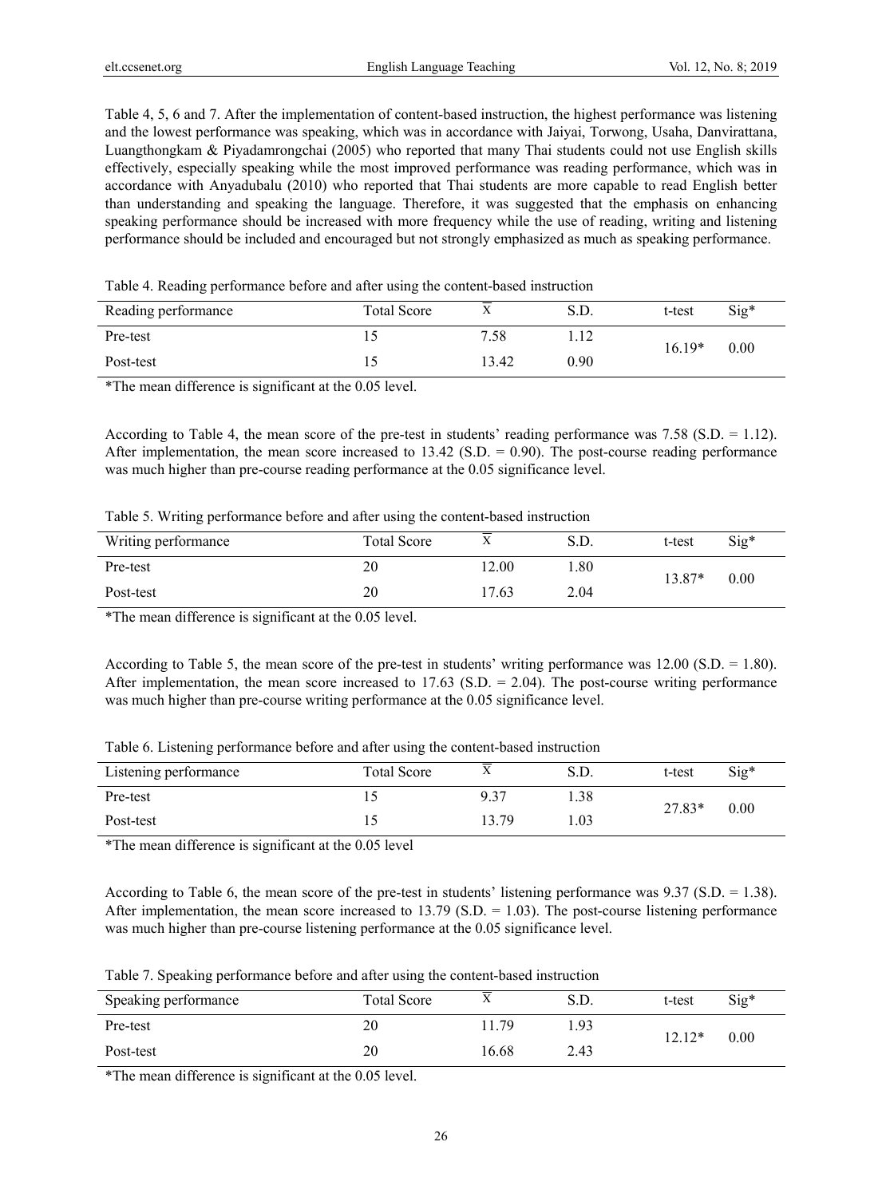Table 4, 5, 6 and 7. After the implementation of content-based instruction, the highest performance was listening and the lowest performance was speaking, which was in accordance with Jaiyai, Torwong, Usaha, Danvirattana, Luangthongkam & Piyadamrongchai (2005) who reported that many Thai students could not use English skills effectively, especially speaking while the most improved performance was reading performance, which was in accordance with Anyadubalu (2010) who reported that Thai students are more capable to read English better than understanding and speaking the language. Therefore, it was suggested that the emphasis on enhancing speaking performance should be increased with more frequency while the use of reading, writing and listening performance should be included and encouraged but not strongly emphasized as much as speaking performance.

Table 4. Reading performance before and after using the content-based instruction

| Reading performance | Total Score | $\bar{X}$ | S.D. | t-test | Sig* |
|---|---|---|---|---|---|
| Pre-test | 15 | 7.58 | 1.12 | 16.19* | 0.00 |
| Post-test | 15 | 13.42 | 0.90 | | |

*The mean difference is significant at the 0.05 level.

According to Table 4, the mean score of the pre-test in students' reading performance was 7.58 (S.D. = 1.12). After implementation, the mean score increased to 13.42 (S.D. = 0.90). The post-course reading performance was much higher than pre-course reading performance at the 0.05 significance level.

Table 5. Writing performance before and after using the content-based instruction

| Writing performance | Total Score | $\bar{X}$ | S.D. | t-test | Sig* |
|---|---|---|---|---|---|
| Pre-test | 20 | 12.00 | 1.80 | 13.87* | 0.00 |
| Post-test | 20 | 17.63 | 2.04 | | |

*The mean difference is significant at the 0.05 level.

According to Table 5, the mean score of the pre-test in students' writing performance was 12.00 (S.D. = 1.80). After implementation, the mean score increased to 17.63 (S.D. = 2.04). The post-course writing performance was much higher than pre-course writing performance at the 0.05 significance level.

Table 6. Listening performance before and after using the content-based instruction

| Listening performance | Total Score | $\bar{X}$ | S.D. | t-test | Sig* |
|---|---|---|---|---|---|
| Pre-test | 15 | 9.37 | 1.38 | 27.83* | 0.00 |
| Post-test | 15 | 13.79 | 1.03 | | |

*The mean difference is significant at the 0.05 level

According to Table 6, the mean score of the pre-test in students' listening performance was 9.37 (S.D. = 1.38). After implementation, the mean score increased to 13.79 (S.D. = 1.03). The post-course listening performance was much higher than pre-course listening performance at the 0.05 significance level.

Table 7. Speaking performance before and after using the content-based instruction

| Speaking performance | Total Score | $\bar{X}$ | S.D. | t-test | Sig* |
|---|---|---|---|---|---|
| Pre-test | 20 | 11.79 | 1.93 | 12.12* | 0.00 |
| Post-test | 20 | 16.68 | 2.43 | | |

*The mean difference is significant at the 0.05 level.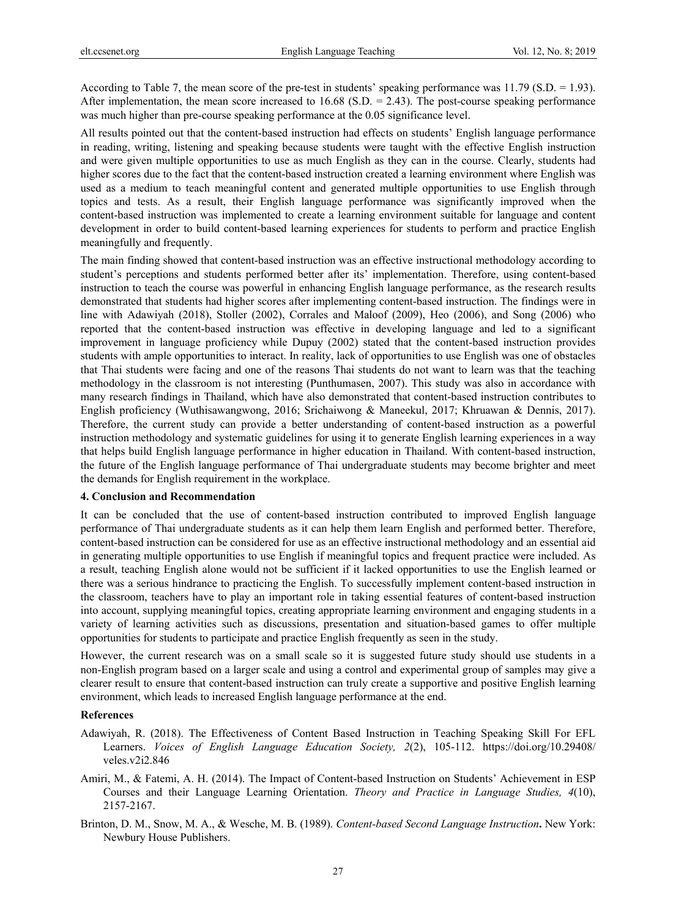According to Table 7, the mean score of the pre-test in students' speaking performance was 11.79 (S.D. = 1.93). After implementation, the mean score increased to 16.68 (S.D. = 2.43). The post-course speaking performance was much higher than pre-course speaking performance at the 0.05 significance level.

All results pointed out that the content-based instruction had effects on students' English language performance in reading, writing, listening and speaking because students were taught with the effective English instruction and were given multiple opportunities to use as much English as they can in the course. Clearly, students had higher scores due to the fact that the content-based instruction created a learning environment where English was used as a medium to teach meaningful content and generated multiple opportunities to use English through topics and tests. As a result, their English language performance was significantly improved when the content-based instruction was implemented to create a learning environment suitable for language and content development in order to build content-based learning experiences for students to perform and practice English meaningfully and frequently.

The main finding showed that content-based instruction was an effective instructional methodology according to student's perceptions and students performed better after its' implementation. Therefore, using content-based instruction to teach the course was powerful in enhancing English language performance, as the research results demonstrated that students had higher scores after implementing content-based instruction. The findings were in line with Adawiyah (2018), Stoller (2002), Corrales and Maloof (2009), Heo (2006), and Song (2006) who reported that the content-based instruction was effective in developing language and led to a significant improvement in language proficiency while Dupuy (2002) stated that the content-based instruction provides students with ample opportunities to interact. In reality, lack of opportunities to use English was one of obstacles that Thai students were facing and one of the reasons Thai students do not want to learn was that the teaching methodology in the classroom is not interesting (Punthumasen, 2007). This study was also in accordance with many research findings in Thailand, which have also demonstrated that content-based instruction contributes to English proficiency (Wuthisawangwong, 2016; Srichaiwong & Maneekul, 2017; Khruawan & Dennis, 2017). Therefore, the current study can provide a better understanding of content-based instruction as a powerful instruction methodology and systematic guidelines for using it to generate English learning experiences in a way that helps build English language performance in higher education in Thailand. With content-based instruction, the future of the English language performance of Thai undergraduate students may become brighter and meet the demands for English requirement in the workplace.

## 4. Conclusion and Recommendation

It can be concluded that the use of content-based instruction contributed to improved English language performance of Thai undergraduate students as it can help them learn English and performed better. Therefore, content-based instruction can be considered for use as an effective instructional methodology and an essential aid in generating multiple opportunities to use English if meaningful topics and frequent practice were included. As a result, teaching English alone would not be sufficient if it lacked opportunities to use the English learned or there was a serious hindrance to practicing the English. To successfully implement content-based instruction in the classroom, teachers have to play an important role in taking essential features of content-based instruction into account, supplying meaningful topics, creating appropriate learning environment and engaging students in a variety of learning activities such as discussions, presentation and situation-based games to offer multiple opportunities for students to participate and practice English frequently as seen in the study.

However, the current research was on a small scale so it is suggested future study should use students in a non-English program based on a larger scale and using a control and experimental group of samples may give a clearer result to ensure that content-based instruction can truly create a supportive and positive English learning environment, which leads to increased English language performance at the end.

## References

Adawiyah, R. (2018). The Effectiveness of Content Based Instruction in Teaching Speaking Skill For EFL Learners. *Voices of English Language Education Society, 2*(2), 105-112. https://doi.org/10.29408/veles.v2i2.846

Amiri, M., & Fatemi, A. H. (2014). The Impact of Content-based Instruction on Students' Achievement in ESP Courses and their Language Learning Orientation. *Theory and Practice in Language Studies, 4*(10), 2157-2167.

Brinton, D. M., Snow, M. A., & Wesche, M. B. (1989). *Content-based Second Language Instruction***.** New York: Newbury House Publishers.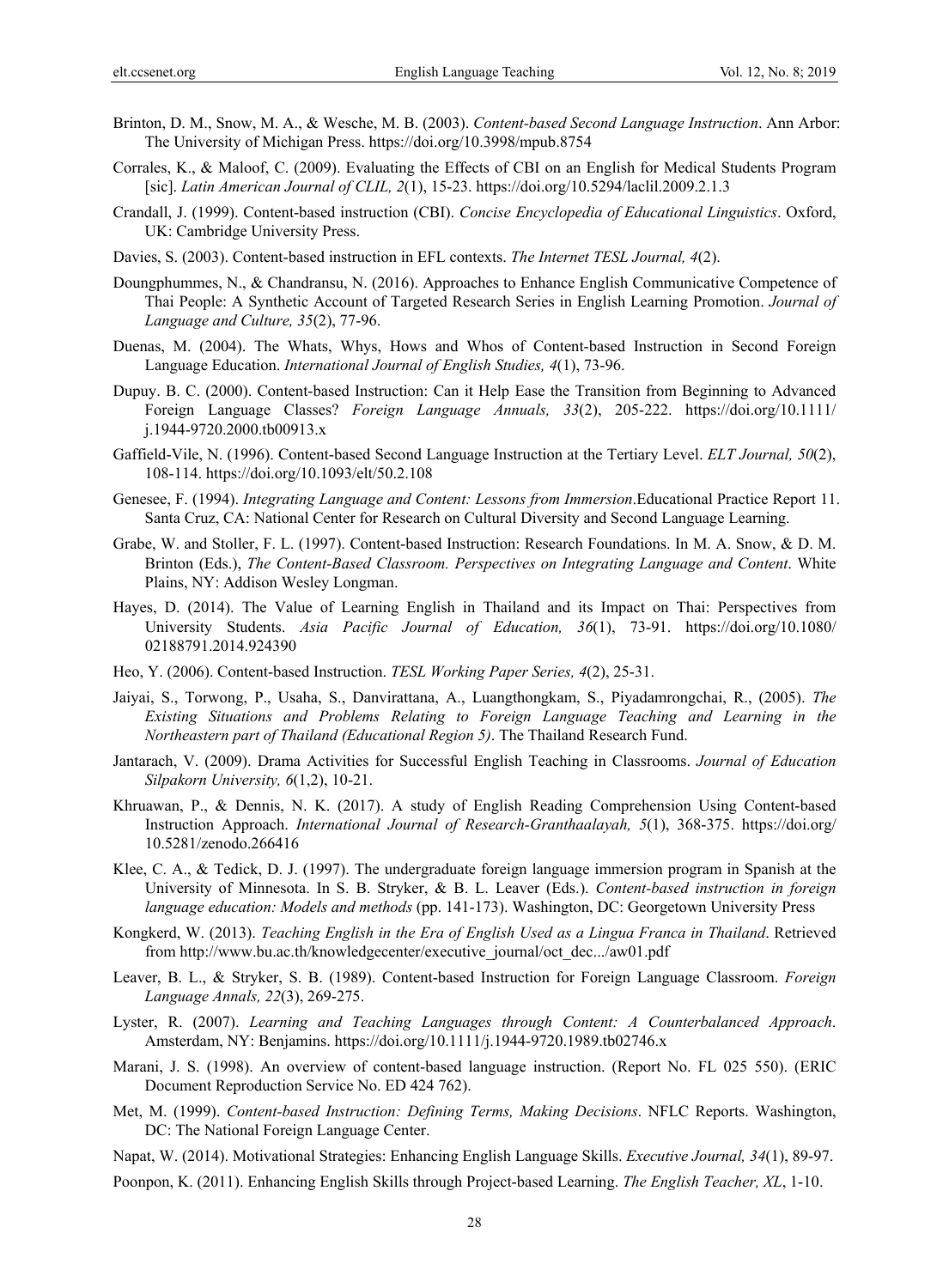Brinton, D. M., Snow, M. A., & Wesche, M. B. (2003). *Content-based Second Language Instruction*. Ann Arbor: The University of Michigan Press. https://doi.org/10.3998/mpub.8754

Corrales, K., & Maloof, C. (2009). Evaluating the Effects of CBI on an English for Medical Students Program [sic]. *Latin American Journal of CLIL, 2*(1), 15-23. https://doi.org/10.5294/laclil.2009.2.1.3

Crandall, J. (1999). Content-based instruction (CBI). *Concise Encyclopedia of Educational Linguistics*. Oxford, UK: Cambridge University Press.

Davies, S. (2003). Content-based instruction in EFL contexts. *The Internet TESL Journal, 4*(2).

Doungphummes, N., & Chandransu, N. (2016). Approaches to Enhance English Communicative Competence of Thai People: A Synthetic Account of Targeted Research Series in English Learning Promotion. *Journal of Language and Culture, 35*(2), 77-96.

Duenas, M. (2004). The Whats, Whys, Hows and Whos of Content-based Instruction in Second Foreign Language Education. *International Journal of English Studies, 4*(1), 73-96.

Dupuy. B. C. (2000). Content-based Instruction: Can it Help Ease the Transition from Beginning to Advanced Foreign Language Classes? *Foreign Language Annuals, 33*(2), 205-222. https://doi.org/10.1111/j.1944-9720.2000.tb00913.x

Gaffield-Vile, N. (1996). Content-based Second Language Instruction at the Tertiary Level. *ELT Journal, 50*(2), 108-114. https://doi.org/10.1093/elt/50.2.108

Genesee, F. (1994). *Integrating Language and Content: Lessons from Immersion*.Educational Practice Report 11. Santa Cruz, CA: National Center for Research on Cultural Diversity and Second Language Learning.

Grabe, W. and Stoller, F. L. (1997). Content-based Instruction: Research Foundations. In M. A. Snow, & D. M. Brinton (Eds.), *The Content-Based Classroom. Perspectives on Integrating Language and Content*. White Plains, NY: Addison Wesley Longman.

Hayes, D. (2014). The Value of Learning English in Thailand and its Impact on Thai: Perspectives from University Students. *Asia Pacific Journal of Education, 36*(1), 73-91. https://doi.org/10.1080/02188791.2014.924390

Heo, Y. (2006). Content-based Instruction. *TESL Working Paper Series, 4*(2), 25-31.

Jaiyai, S., Torwong, P., Usaha, S., Danvirattana, A., Luangthongkam, S., Piyadamrongchai, R., (2005). *The Existing Situations and Problems Relating to Foreign Language Teaching and Learning in the Northeastern part of Thailand (Educational Region 5)*. The Thailand Research Fund.

Jantarach, V. (2009). Drama Activities for Successful English Teaching in Classrooms. *Journal of Education Silpakorn University, 6*(1,2), 10-21.

Khruawan, P., & Dennis, N. K. (2017). A study of English Reading Comprehension Using Content-based Instruction Approach. *International Journal of Research-Granthaalayah, 5*(1), 368-375. https://doi.org/10.5281/zenodo.266416

Klee, C. A., & Tedick, D. J. (1997). The undergraduate foreign language immersion program in Spanish at the University of Minnesota. In S. B. Stryker, & B. L. Leaver (Eds.). *Content-based instruction in foreign language education: Models and methods* (pp. 141-173). Washington, DC: Georgetown University Press

Kongkerd, W. (2013). *Teaching English in the Era of English Used as a Lingua Franca in Thailand*. Retrieved from http://www.bu.ac.th/knowledgecenter/executive_journal/oct_dec.../aw01.pdf

Leaver, B. L., & Stryker, S. B. (1989). Content-based Instruction for Foreign Language Classroom. *Foreign Language Annals, 22*(3), 269-275.

Lyster, R. (2007). *Learning and Teaching Languages through Content: A Counterbalanced Approach*. Amsterdam, NY: Benjamins. https://doi.org/10.1111/j.1944-9720.1989.tb02746.x

Marani, J. S. (1998). An overview of content-based language instruction. (Report No. FL 025 550). (ERIC Document Reproduction Service No. ED 424 762).

Met, M. (1999). *Content-based Instruction: Defining Terms, Making Decisions*. NFLC Reports. Washington, DC: The National Foreign Language Center.

Napat, W. (2014). Motivational Strategies: Enhancing English Language Skills. *Executive Journal, 34*(1), 89-97.

Poonpon, K. (2011). Enhancing English Skills through Project-based Learning. *The English Teacher, XL*, 1-10.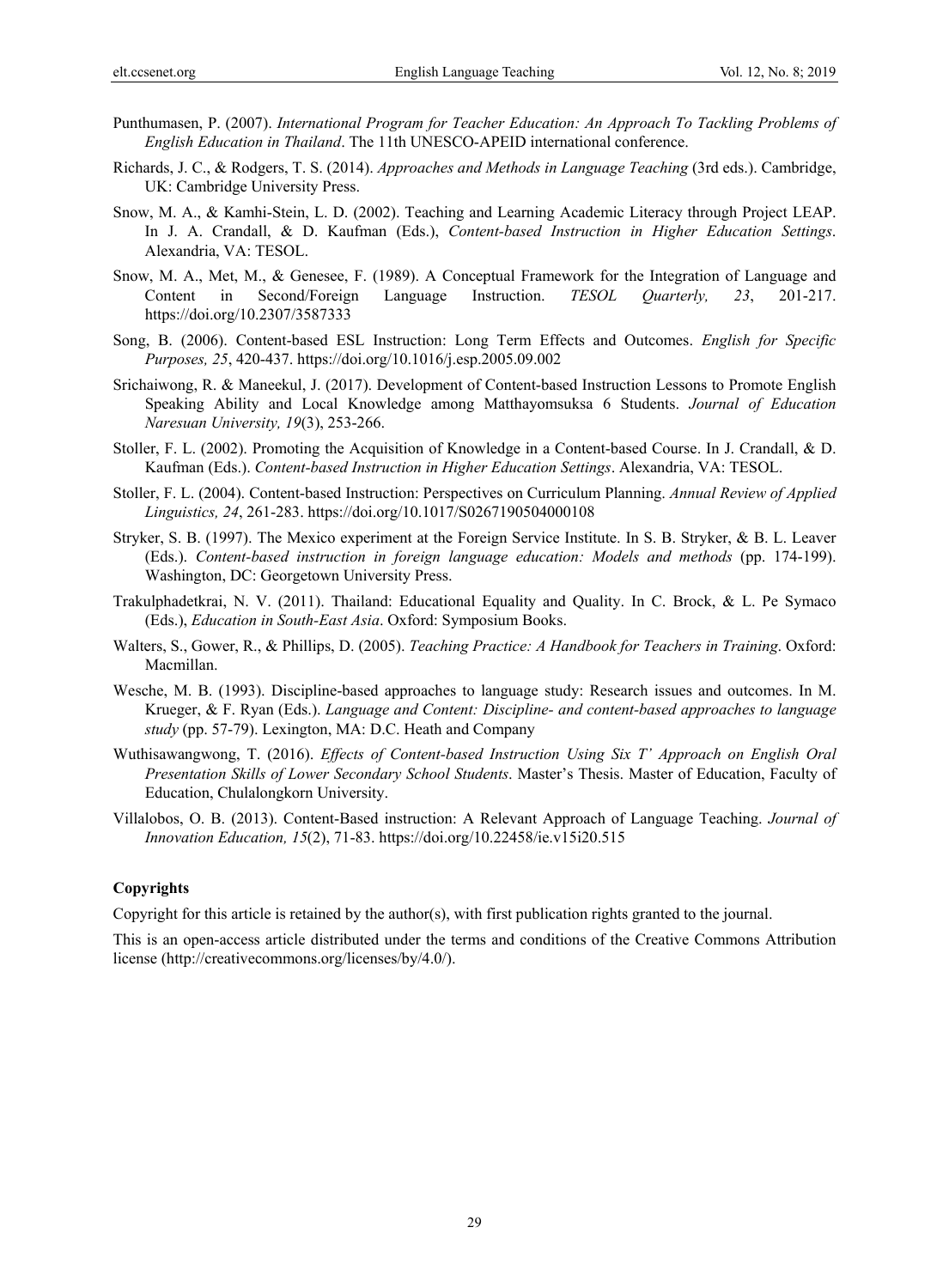Punthumasen, P. (2007). *International Program for Teacher Education: An Approach To Tackling Problems of English Education in Thailand*. The 11th UNESCO-APEID international conference.

Richards, J. C., & Rodgers, T. S. (2014). *Approaches and Methods in Language Teaching* (3rd eds.). Cambridge, UK: Cambridge University Press.

Snow, M. A., & Kamhi-Stein, L. D. (2002). Teaching and Learning Academic Literacy through Project LEAP. In J. A. Crandall, & D. Kaufman (Eds.), *Content-based Instruction in Higher Education Settings*. Alexandria, VA: TESOL.

Snow, M. A., Met, M., & Genesee, F. (1989). A Conceptual Framework for the Integration of Language and Content in Second/Foreign Language Instruction. *TESOL Quarterly, 23*, 201-217. https://doi.org/10.2307/3587333

Song, B. (2006). Content-based ESL Instruction: Long Term Effects and Outcomes. *English for Specific Purposes, 25*, 420-437. https://doi.org/10.1016/j.esp.2005.09.002

Srichaiwong, R. & Maneekul, J. (2017). Development of Content-based Instruction Lessons to Promote English Speaking Ability and Local Knowledge among Matthayomsuksa 6 Students. *Journal of Education Naresuan University, 19*(3), 253-266.

Stoller, F. L. (2002). Promoting the Acquisition of Knowledge in a Content-based Course. In J. Crandall, & D. Kaufman (Eds.). *Content-based Instruction in Higher Education Settings*. Alexandria, VA: TESOL.

Stoller, F. L. (2004). Content-based Instruction: Perspectives on Curriculum Planning. *Annual Review of Applied Linguistics, 24*, 261-283. https://doi.org/10.1017/S0267190504000108

Stryker, S. B. (1997). The Mexico experiment at the Foreign Service Institute. In S. B. Stryker, & B. L. Leaver (Eds.). *Content-based instruction in foreign language education: Models and methods* (pp. 174-199). Washington, DC: Georgetown University Press.

Trakulphadetkrai, N. V. (2011). Thailand: Educational Equality and Quality. In C. Brock, & L. Pe Symaco (Eds.), *Education in South-East Asia*. Oxford: Symposium Books.

Walters, S., Gower, R., & Phillips, D. (2005). *Teaching Practice: A Handbook for Teachers in Training*. Oxford: Macmillan.

Wesche, M. B. (1993). Discipline-based approaches to language study: Research issues and outcomes. In M. Krueger, & F. Ryan (Eds.). *Language and Content: Discipline- and content-based approaches to language study* (pp. 57-79). Lexington, MA: D.C. Heath and Company

Wuthisawangwong, T. (2016). *Effects of Content-based Instruction Using Six T' Approach on English Oral Presentation Skills of Lower Secondary School Students*. Master's Thesis. Master of Education, Faculty of Education, Chulalongkorn University.

Villalobos, O. B. (2013). Content-Based instruction: A Relevant Approach of Language Teaching. *Journal of Innovation Education, 15*(2), 71-83. https://doi.org/10.22458/ie.v15i20.515

**Copyrights**

Copyright for this article is retained by the author(s), with first publication rights granted to the journal.

This is an open-access article distributed under the terms and conditions of the Creative Commons Attribution license (http://creativecommons.org/licenses/by/4.0/).